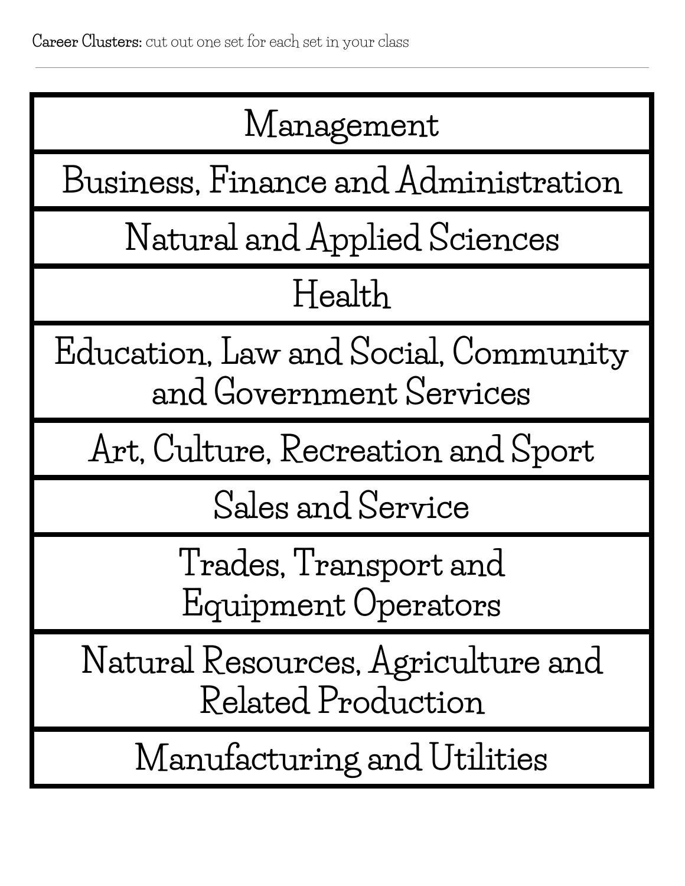**Career Clusters:** cut out one set for each set in your class

| Management |
| --- |
| Business, Finance and Administration |
| Natural and Applied Sciences |
| Health |
| Education, Law and Social, Community and Government Services |
| Art, Culture, Recreation and Sport |
| Sales and Service |
| Trades, Transport and Equipment Operators |
| Natural Resources, Agriculture and Related Production |
| Manufacturing and Utilities |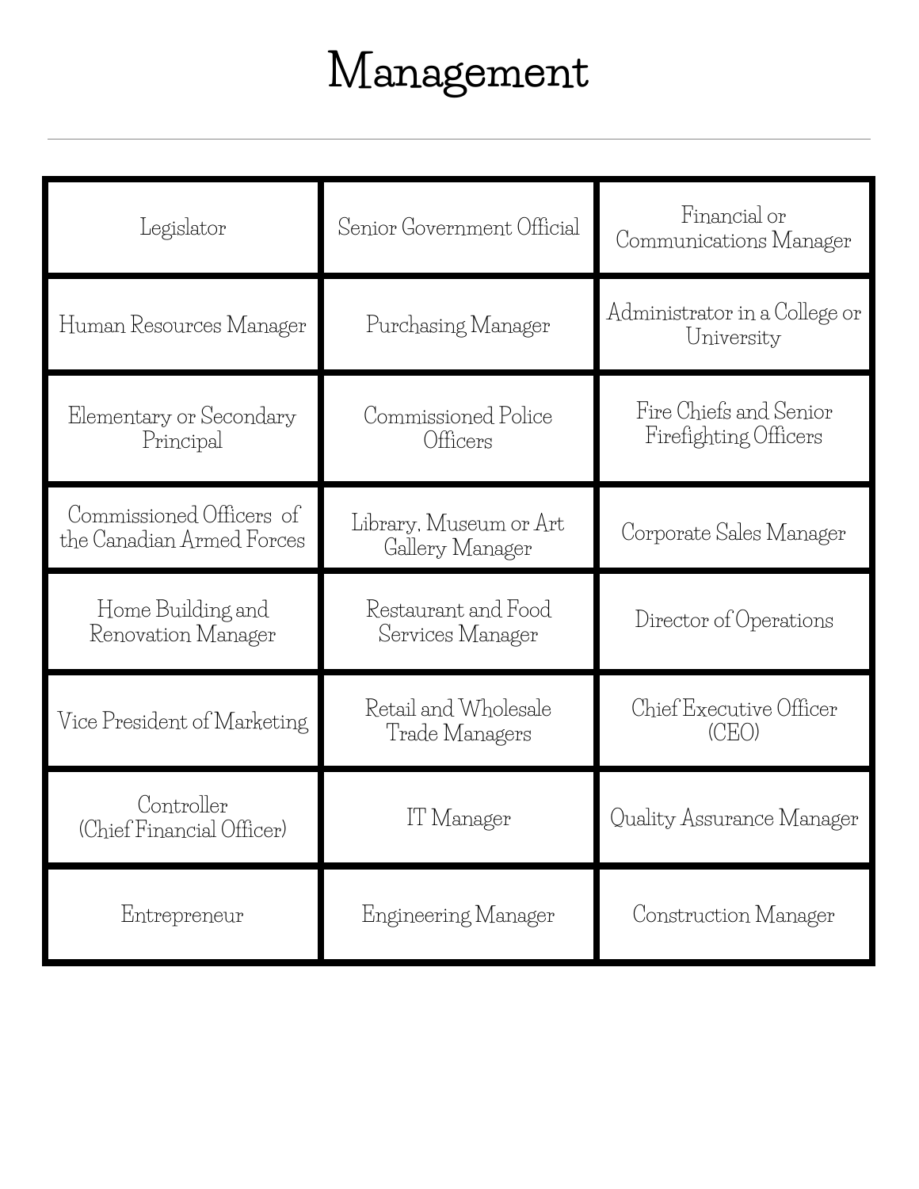# Management

| | | |
|---|---|---|
| Legislator | Senior Government Official | Financial or Communications Manager |
| Human Resources Manager | Purchasing Manager | Administrator in a College or University |
| Elementary or Secondary Principal | Commissioned Police Officers | Fire Chiefs and Senior Firefighting Officers |
| Commissioned Officers of the Canadian Armed Forces | Library, Museum or Art Gallery Manager | Corporate Sales Manager |
| Home Building and Renovation Manager | Restaurant and Food Services Manager | Director of Operations |
| Vice President of Marketing | Retail and Wholesale Trade Managers | Chief Executive Officer (CEO) |
| Controller (Chief Financial Officer) | IT Manager | Quality Assurance Manager |
| Entrepreneur | Engineering Manager | Construction Manager |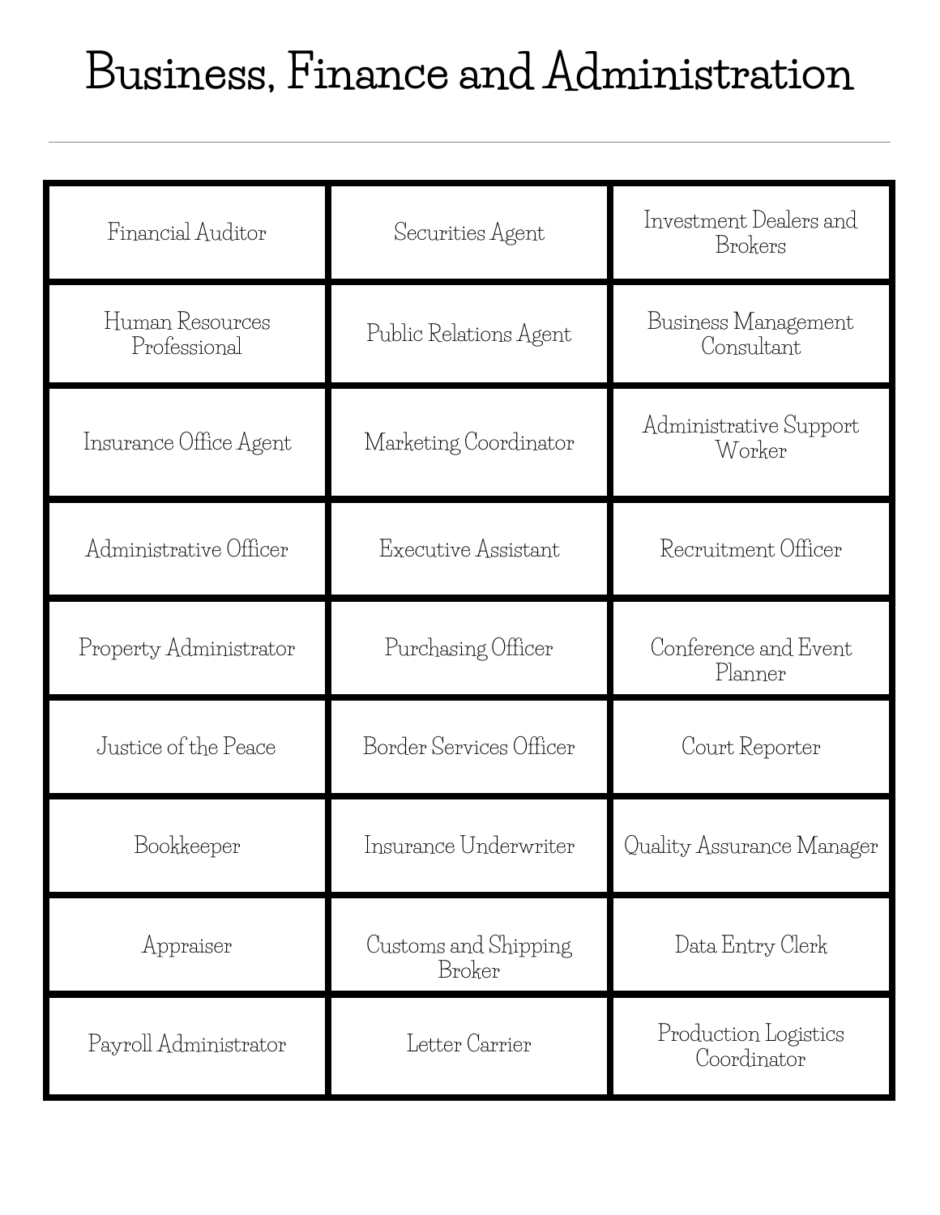# Business, Finance and Administration

| | | |
|---|---|---|
| Financial Auditor | Securities Agent | Investment Dealers and Brokers |
| Human Resources Professional | Public Relations Agent | Business Management Consultant |
| Insurance Office Agent | Marketing Coordinator | Administrative Support Worker |
| Administrative Officer | Executive Assistant | Recruitment Officer |
| Property Administrator | Purchasing Officer | Conference and Event Planner |
| Justice of the Peace | Border Services Officer | Court Reporter |
| Bookkeeper | Insurance Underwriter | Quality Assurance Manager |
| Appraiser | Customs and Shipping Broker | Data Entry Clerk |
| Payroll Administrator | Letter Carrier | Production Logistics Coordinator |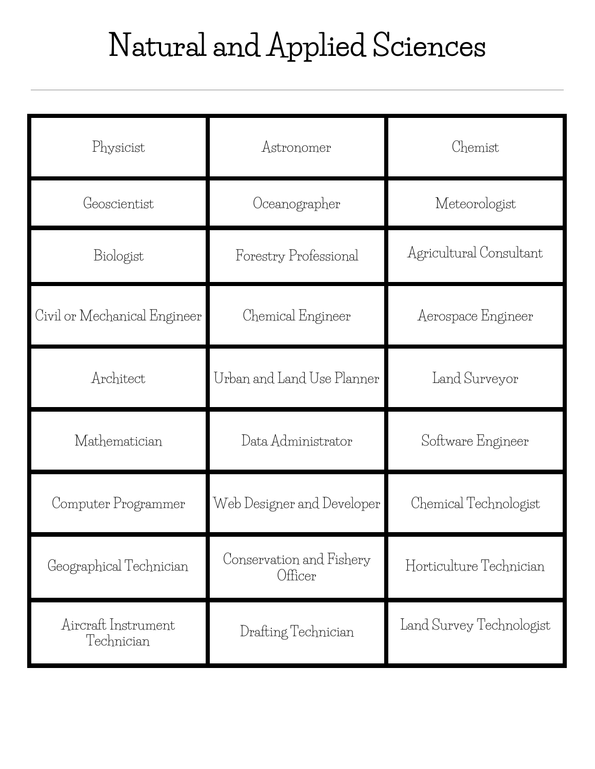# Natural and Applied Sciences

| Physicist | Astronomer | Chemist |
|---|---|---|
| Geoscientist | Oceanographer | Meteorologist |
| Biologist | Forestry Professional | Agricultural Consultant |
| Civil or Mechanical Engineer | Chemical Engineer | Aerospace Engineer |
| Architect | Urban and Land Use Planner | Land Surveyor |
| Mathematician | Data Administrator | Software Engineer |
| Computer Programmer | Web Designer and Developer | Chemical Technologist |
| Geographical Technician | Conservation and Fishery Officer | Horticulture Technician |
| Aircraft Instrument Technician | Drafting Technician | Land Survey Technologist |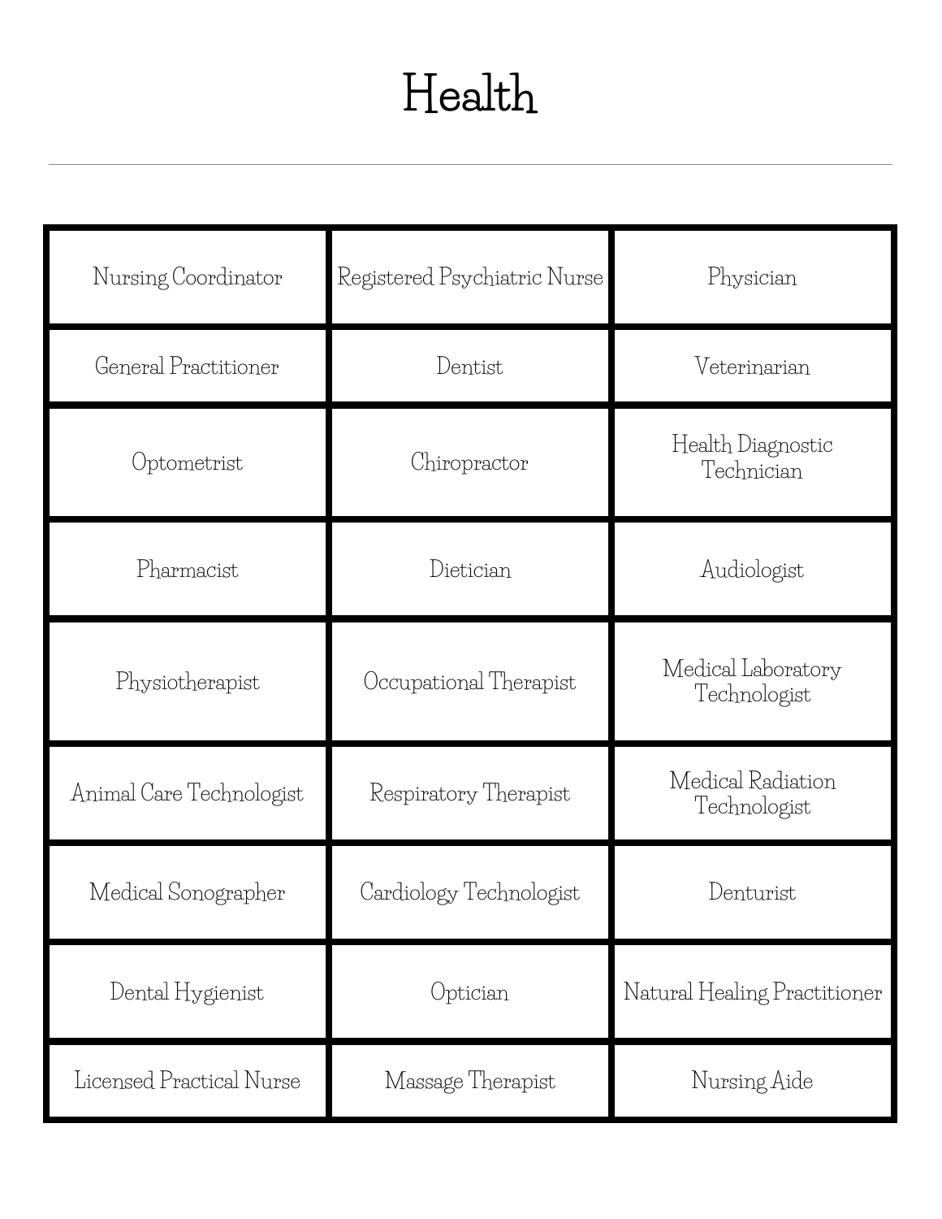# Health

| | | |
|---|---|---|
| Nursing Coordinator | Registered Psychiatric Nurse | Physician |
| General Practitioner | Dentist | Veterinarian |
| Optometrist | Chiropractor | Health Diagnostic Technician |
| Pharmacist | Dietician | Audiologist |
| Physiotherapist | Occupational Therapist | Medical Laboratory Technologist |
| Animal Care Technologist | Respiratory Therapist | Medical Radiation Technologist |
| Medical Sonographer | Cardiology Technologist | Denturist |
| Dental Hygienist | Optician | Natural Healing Practitioner |
| Licensed Practical Nurse | Massage Therapist | Nursing Aide |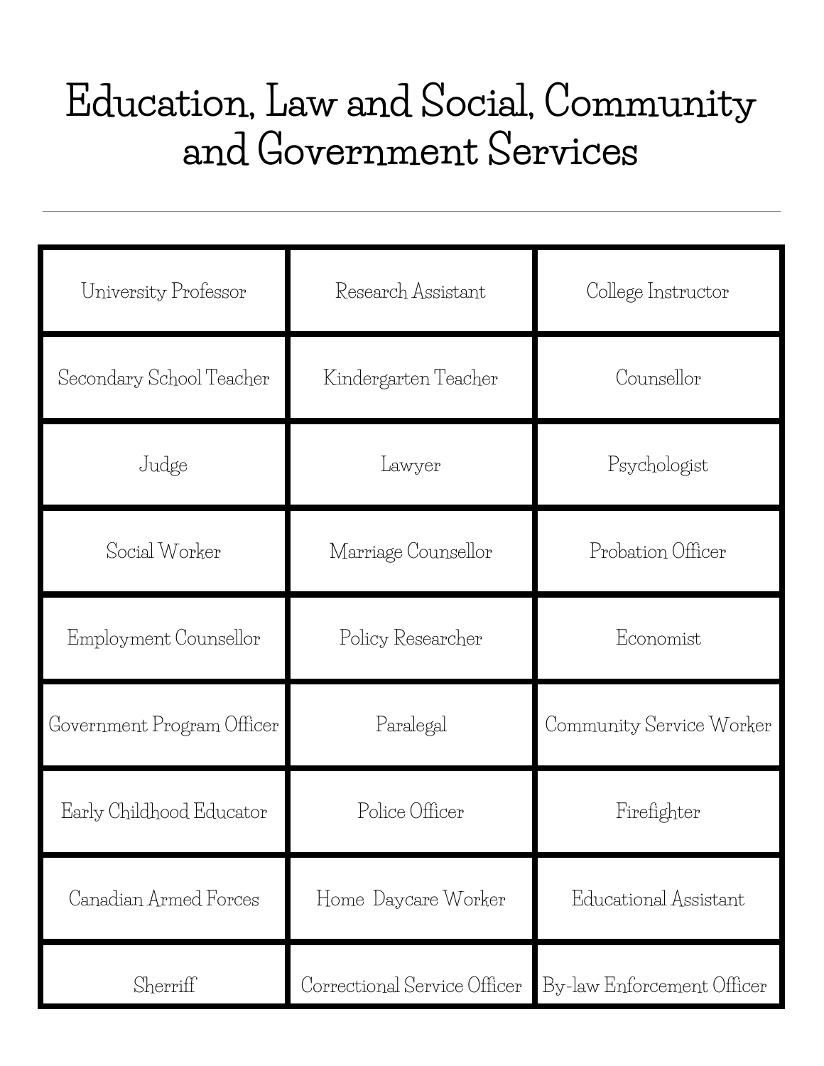# Education, Law and Social, Community and Government Services

| | | |
|---|---|---|
| University Professor | Research Assistant | College Instructor |
| Secondary School Teacher | Kindergarten Teacher | Counsellor |
| Judge | Lawyer | Psychologist |
| Social Worker | Marriage Counsellor | Probation Officer |
| Employment Counsellor | Policy Researcher | Economist |
| Government Program Officer | Paralegal | Community Service Worker |
| Early Childhood Educator | Police Officer | Firefighter |
| Canadian Armed Forces | Home Daycare Worker | Educational Assistant |
| Sherriff | Correctional Service Officer | By-law Enforcement Officer |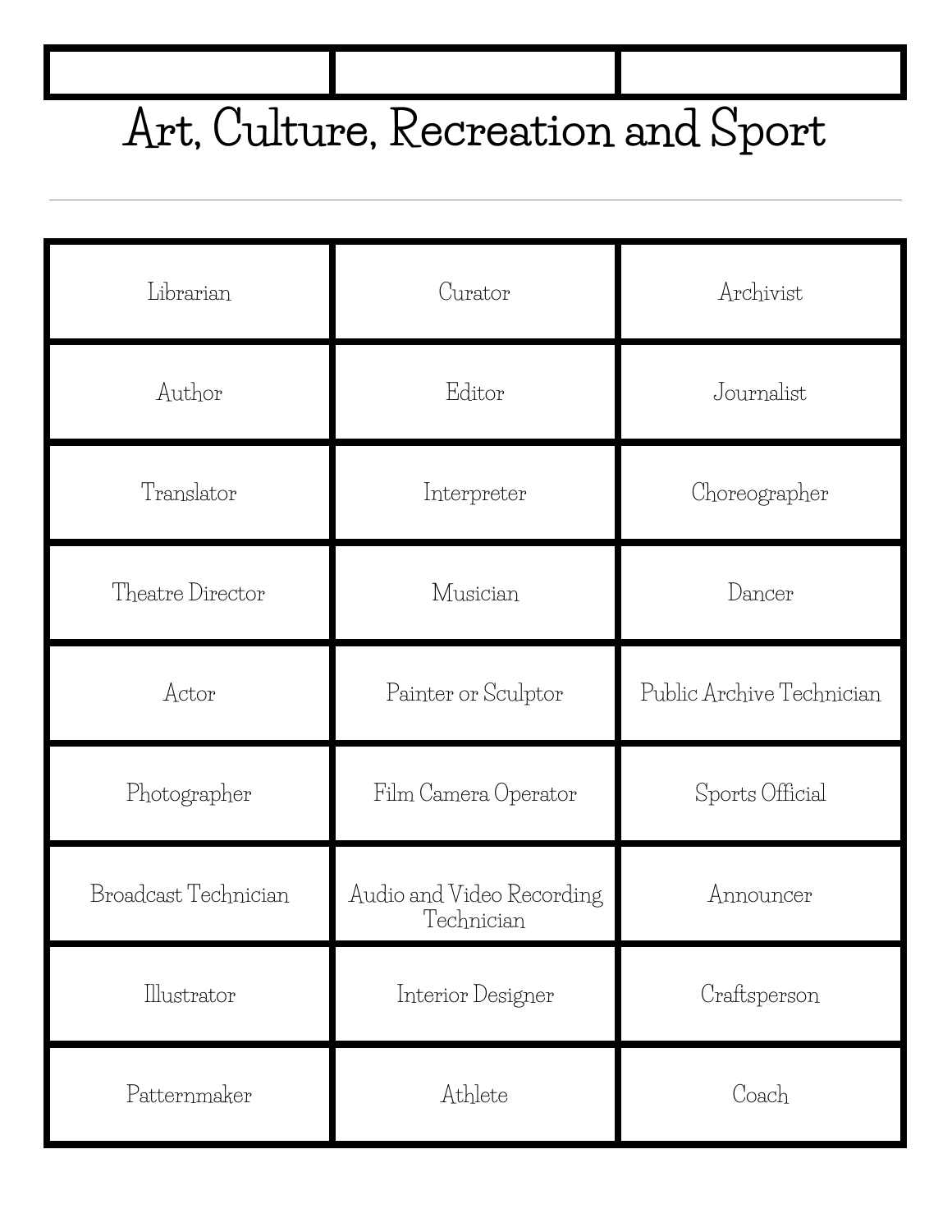| | | |
|---|---|---|

# Art, Culture, Recreation and Sport

---

| | | |
|---|---|---|
| Librarian | Curator | Archivist |
| Author | Editor | Journalist |
| Translator | Interpreter | Choreographer |
| Theatre Director | Musician | Dancer |
| Actor | Painter or Sculptor | Public Archive Technician |
| Photographer | Film Camera Operator | Sports Official |
| Broadcast Technician | Audio and Video Recording Technician | Announcer |
| Illustrator | Interior Designer | Craftsperson |
| Patternmaker | Athlete | Coach |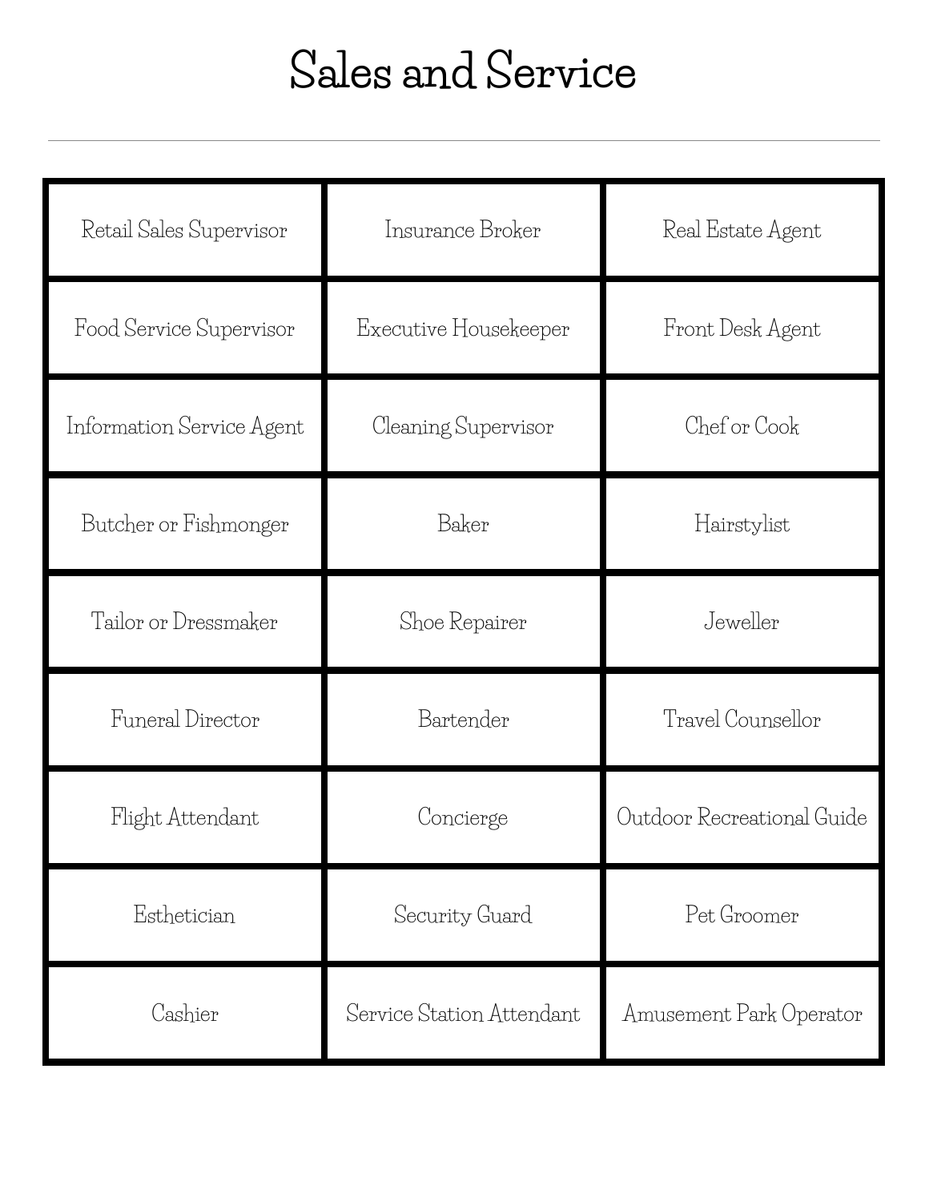# Sales and Service

---

| | | |
|---|---|---|
| Retail Sales Supervisor | Insurance Broker | Real Estate Agent |
| Food Service Supervisor | Executive Housekeeper | Front Desk Agent |
| Information Service Agent | Cleaning Supervisor | Chef or Cook |
| Butcher or Fishmonger | Baker | Hairstylist |
| Tailor or Dressmaker | Shoe Repairer | Jeweller |
| Funeral Director | Bartender | Travel Counsellor |
| Flight Attendant | Concierge | Outdoor Recreational Guide |
| Esthetician | Security Guard | Pet Groomer |
| Cashier | Service Station Attendant | Amusement Park Operator |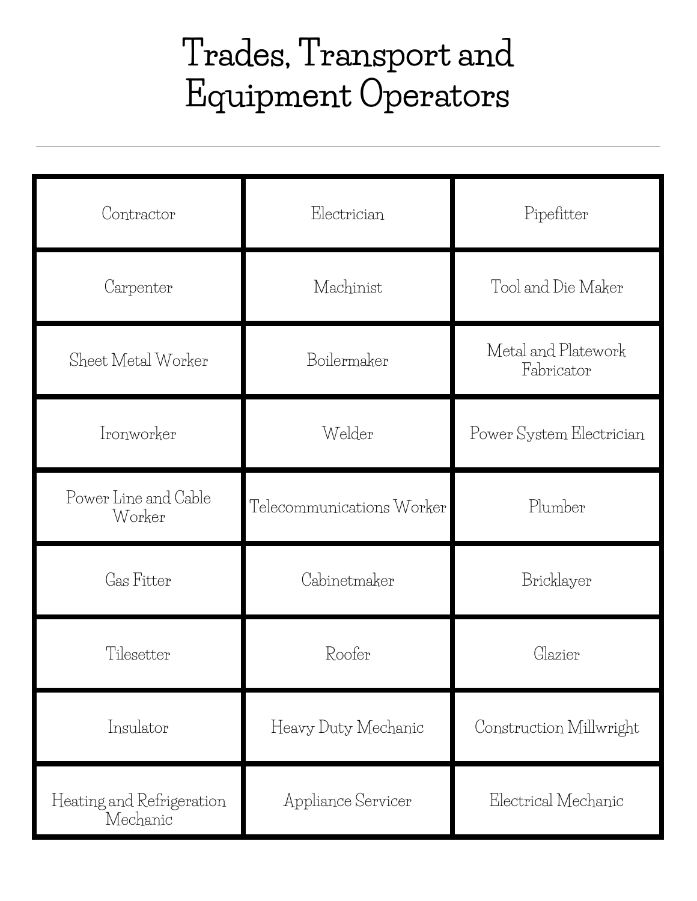# Trades, Transport and Equipment Operators

| | | |
|---|---|---|
| Contractor | Electrician | Pipefitter |
| Carpenter | Machinist | Tool and Die Maker |
| Sheet Metal Worker | Boilermaker | Metal and Platework Fabricator |
| Ironworker | Welder | Power System Electrician |
| Power Line and Cable Worker | Telecommunications Worker | Plumber |
| Gas Fitter | Cabinetmaker | Bricklayer |
| Tilesetter | Roofer | Glazier |
| Insulator | Heavy Duty Mechanic | Construction Millwright |
| Heating and Refrigeration Mechanic | Appliance Servicer | Electrical Mechanic |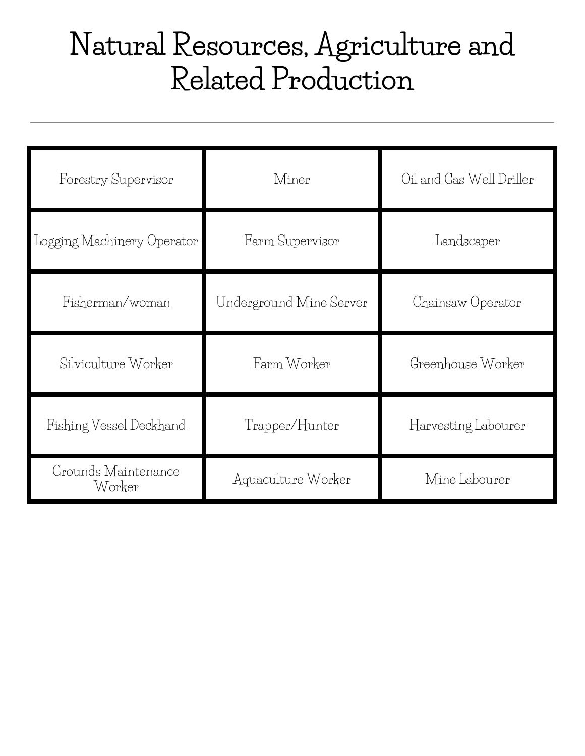# Natural Resources, Agriculture and Related Production

| | | |
|---|---|---|
| Forestry Supervisor | Miner | Oil and Gas Well Driller |
| Logging Machinery Operator | Farm Supervisor | Landscaper |
| Fisherman/woman | Underground Mine Server | Chainsaw Operator |
| Silviculture Worker | Farm Worker | Greenhouse Worker |
| Fishing Vessel Deckhand | Trapper/Hunter | Harvesting Labourer |
| Grounds Maintenance Worker | Aquaculture Worker | Mine Labourer |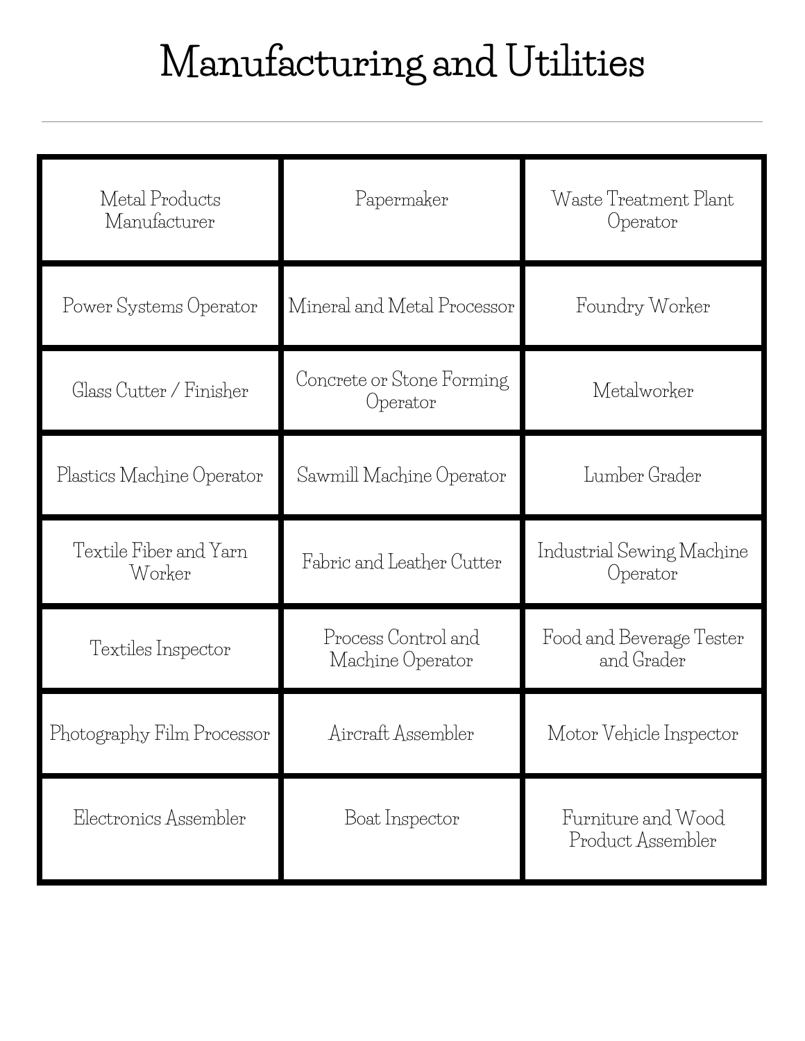# Manufacturing and Utilities

| | | |
|---|---|---|
| Metal Products Manufacturer | Papermaker | Waste Treatment Plant Operator |
| Power Systems Operator | Mineral and Metal Processor | Foundry Worker |
| Glass Cutter / Finisher | Concrete or Stone Forming Operator | Metalworker |
| Plastics Machine Operator | Sawmill Machine Operator | Lumber Grader |
| Textile Fiber and Yarn Worker | Fabric and Leather Cutter | Industrial Sewing Machine Operator |
| Textiles Inspector | Process Control and Machine Operator | Food and Beverage Tester and Grader |
| Photography Film Processor | Aircraft Assembler | Motor Vehicle Inspector |
| Electronics Assembler | Boat Inspector | Furniture and Wood Product Assembler |